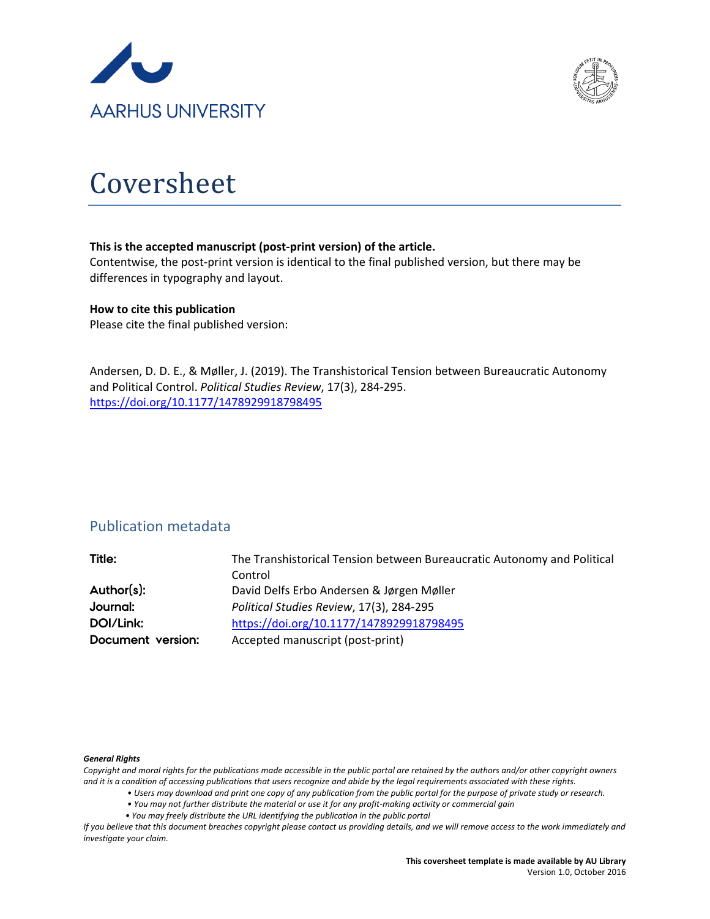AARHUS UNIVERSITY

# Coversheet

**This is the accepted manuscript (post-print version) of the article.**
Contentwise, the post-print version is identical to the final published version, but there may be differences in typography and layout.

**How to cite this publication**
Please cite the final published version:

Andersen, D. D. E., & Møller, J. (2019). The Transhistorical Tension between Bureaucratic Autonomy and Political Control. *Political Studies Review*, 17(3), 284-295. https://doi.org/10.1177/1478929918798495

## Publication metadata

| | |
|---|---|
| **Title:** | The Transhistorical Tension between Bureaucratic Autonomy and Political Control |
| **Author(s):** | David Delfs Erbo Andersen & Jørgen Møller |
| **Journal:** | *Political Studies Review*, 17(3), 284-295 |
| **DOI/Link:** | https://doi.org/10.1177/1478929918798495 |
| **Document version:** | Accepted manuscript (post-print) |

***General Rights***

*Copyright and moral rights for the publications made accessible in the public portal are retained by the authors and/or other copyright owners and it is a condition of accessing publications that users recognize and abide by the legal requirements associated with these rights.*

- *Users may download and print one copy of any publication from the public portal for the purpose of private study or research.*
- *You may not further distribute the material or use it for any profit-making activity or commercial gain*
- *You may freely distribute the URL identifying the publication in the public portal*

*If you believe that this document breaches copyright please contact us providing details, and we will remove access to the work immediately and investigate your claim.*

**This coversheet template is made available by AU Library**
Version 1.0, October 2016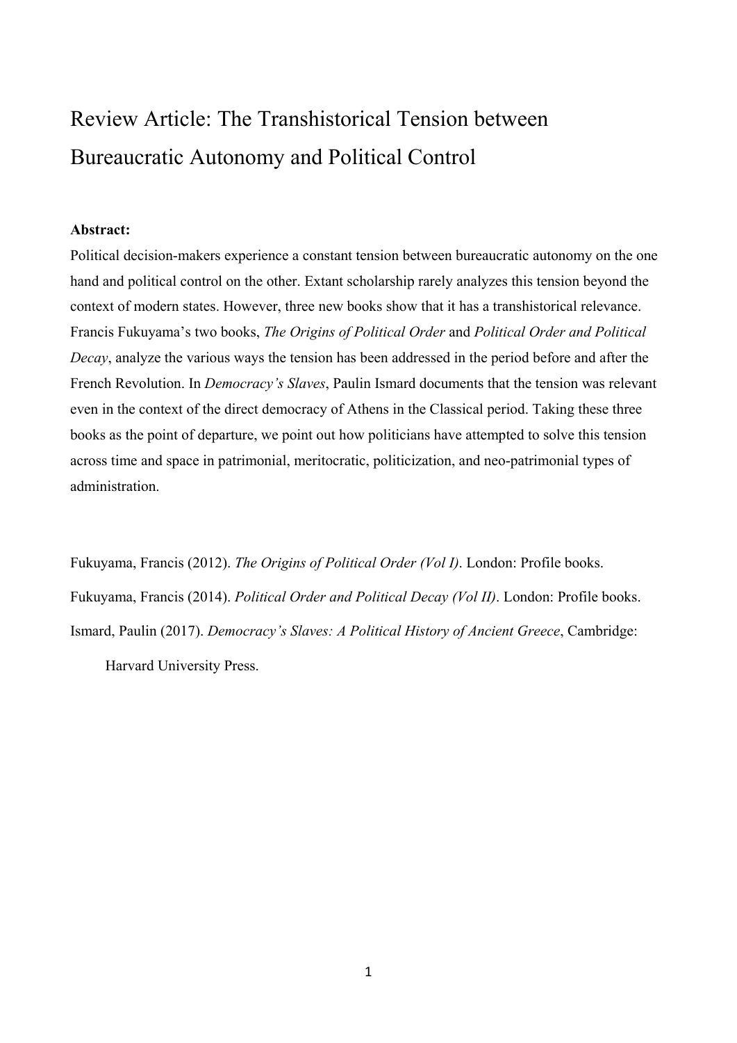# Review Article: The Transhistorical Tension between Bureaucratic Autonomy and Political Control

**Abstract:**

Political decision-makers experience a constant tension between bureaucratic autonomy on the one hand and political control on the other. Extant scholarship rarely analyzes this tension beyond the context of modern states. However, three new books show that it has a transhistorical relevance. Francis Fukuyama's two books, *The Origins of Political Order* and *Political Order and Political Decay*, analyze the various ways the tension has been addressed in the period before and after the French Revolution. In *Democracy's Slaves*, Paulin Ismard documents that the tension was relevant even in the context of the direct democracy of Athens in the Classical period. Taking these three books as the point of departure, we point out how politicians have attempted to solve this tension across time and space in patrimonial, meritocratic, politicization, and neo-patrimonial types of administration.

Fukuyama, Francis (2012). *The Origins of Political Order (Vol I)*. London: Profile books.

Fukuyama, Francis (2014). *Political Order and Political Decay (Vol II)*. London: Profile books.

Ismard, Paulin (2017). *Democracy's Slaves: A Political History of Ancient Greece*, Cambridge: Harvard University Press.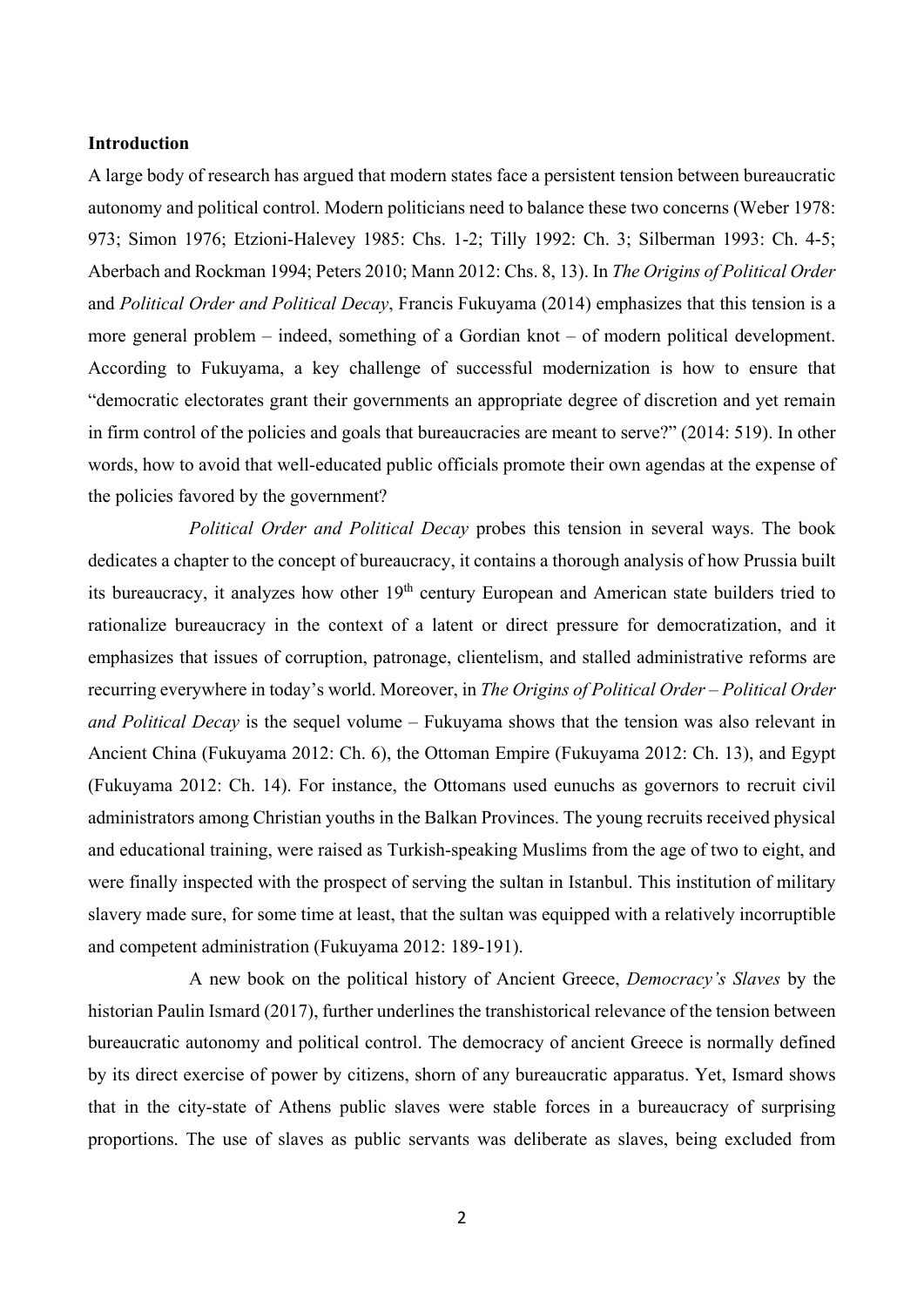**Introduction**

A large body of research has argued that modern states face a persistent tension between bureaucratic autonomy and political control. Modern politicians need to balance these two concerns (Weber 1978: 973; Simon 1976; Etzioni-Halevey 1985: Chs. 1-2; Tilly 1992: Ch. 3; Silberman 1993: Ch. 4-5; Aberbach and Rockman 1994; Peters 2010; Mann 2012: Chs. 8, 13). In *The Origins of Political Order* and *Political Order and Political Decay*, Francis Fukuyama (2014) emphasizes that this tension is a more general problem – indeed, something of a Gordian knot – of modern political development. According to Fukuyama, a key challenge of successful modernization is how to ensure that "democratic electorates grant their governments an appropriate degree of discretion and yet remain in firm control of the policies and goals that bureaucracies are meant to serve?" (2014: 519). In other words, how to avoid that well-educated public officials promote their own agendas at the expense of the policies favored by the government?

*Political Order and Political Decay* probes this tension in several ways. The book dedicates a chapter to the concept of bureaucracy, it contains a thorough analysis of how Prussia built its bureaucracy, it analyzes how other 19th century European and American state builders tried to rationalize bureaucracy in the context of a latent or direct pressure for democratization, and it emphasizes that issues of corruption, patronage, clientelism, and stalled administrative reforms are recurring everywhere in today's world. Moreover, in *The Origins of Political Order* – *Political Order and Political Decay* is the sequel volume – Fukuyama shows that the tension was also relevant in Ancient China (Fukuyama 2012: Ch. 6), the Ottoman Empire (Fukuyama 2012: Ch. 13), and Egypt (Fukuyama 2012: Ch. 14). For instance, the Ottomans used eunuchs as governors to recruit civil administrators among Christian youths in the Balkan Provinces. The young recruits received physical and educational training, were raised as Turkish-speaking Muslims from the age of two to eight, and were finally inspected with the prospect of serving the sultan in Istanbul. This institution of military slavery made sure, for some time at least, that the sultan was equipped with a relatively incorruptible and competent administration (Fukuyama 2012: 189-191).

A new book on the political history of Ancient Greece, *Democracy's Slaves* by the historian Paulin Ismard (2017), further underlines the transhistorical relevance of the tension between bureaucratic autonomy and political control. The democracy of ancient Greece is normally defined by its direct exercise of power by citizens, shorn of any bureaucratic apparatus. Yet, Ismard shows that in the city-state of Athens public slaves were stable forces in a bureaucracy of surprising proportions. The use of slaves as public servants was deliberate as slaves, being excluded from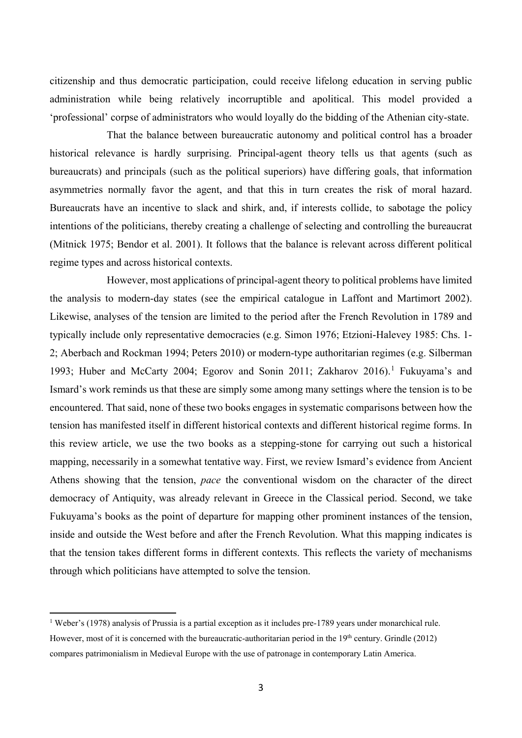citizenship and thus democratic participation, could receive lifelong education in serving public administration while being relatively incorruptible and apolitical. This model provided a 'professional' corpse of administrators who would loyally do the bidding of the Athenian city-state.

That the balance between bureaucratic autonomy and political control has a broader historical relevance is hardly surprising. Principal-agent theory tells us that agents (such as bureaucrats) and principals (such as the political superiors) have differing goals, that information asymmetries normally favor the agent, and that this in turn creates the risk of moral hazard. Bureaucrats have an incentive to slack and shirk, and, if interests collide, to sabotage the policy intentions of the politicians, thereby creating a challenge of selecting and controlling the bureaucrat (Mitnick 1975; Bendor et al. 2001). It follows that the balance is relevant across different political regime types and across historical contexts.

However, most applications of principal-agent theory to political problems have limited the analysis to modern-day states (see the empirical catalogue in Laffont and Martimort 2002). Likewise, analyses of the tension are limited to the period after the French Revolution in 1789 and typically include only representative democracies (e.g. Simon 1976; Etzioni-Halevey 1985: Chs. 1-2; Aberbach and Rockman 1994; Peters 2010) or modern-type authoritarian regimes (e.g. Silberman 1993; Huber and McCarty 2004; Egorov and Sonin 2011; Zakharov 2016).[1] Fukuyama's and Ismard's work reminds us that these are simply some among many settings where the tension is to be encountered. That said, none of these two books engages in systematic comparisons between how the tension has manifested itself in different historical contexts and different historical regime forms. In this review article, we use the two books as a stepping-stone for carrying out such a historical mapping, necessarily in a somewhat tentative way. First, we review Ismard's evidence from Ancient Athens showing that the tension, *pace* the conventional wisdom on the character of the direct democracy of Antiquity, was already relevant in Greece in the Classical period. Second, we take Fukuyama's books as the point of departure for mapping other prominent instances of the tension, inside and outside the West before and after the French Revolution. What this mapping indicates is that the tension takes different forms in different contexts. This reflects the variety of mechanisms through which politicians have attempted to solve the tension.

[1] Weber's (1978) analysis of Prussia is a partial exception as it includes pre-1789 years under monarchical rule. However, most of it is concerned with the bureaucratic-authoritarian period in the 19th century. Grindle (2012) compares patrimonialism in Medieval Europe with the use of patronage in contemporary Latin America.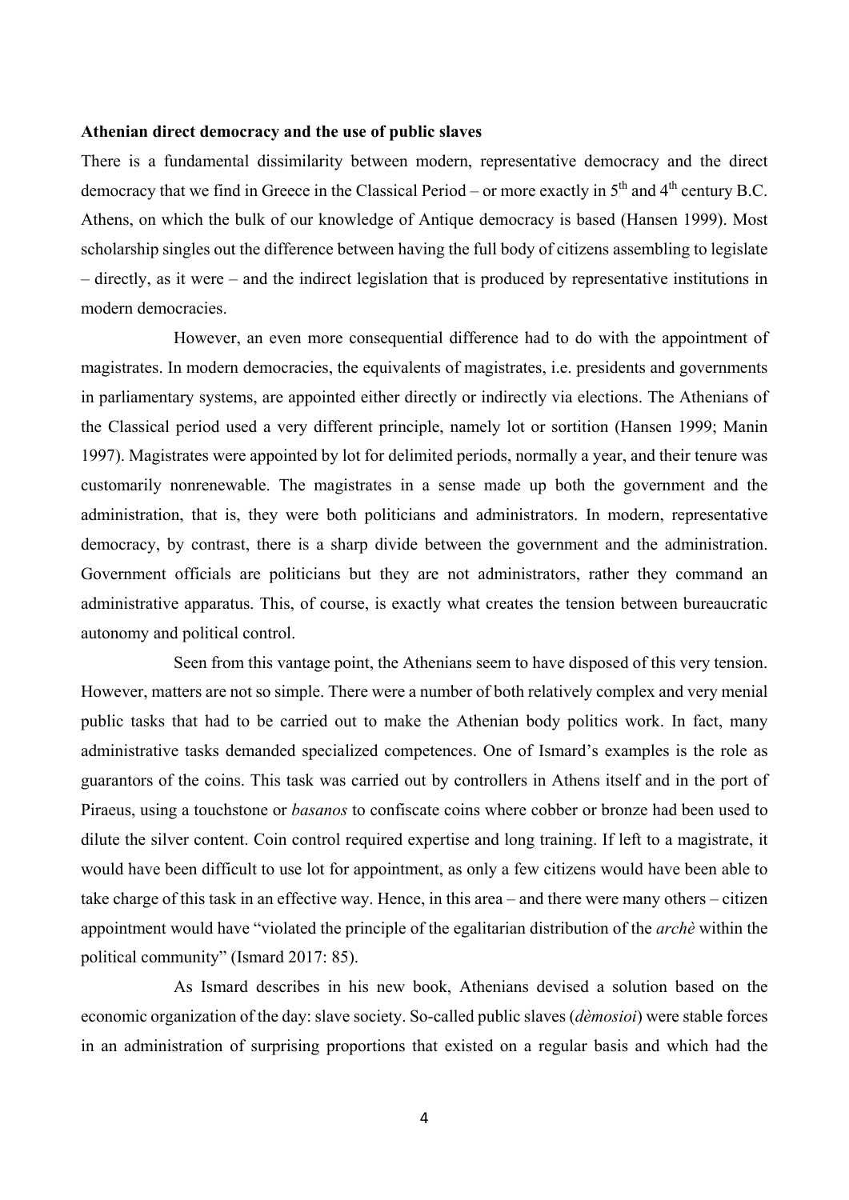**Athenian direct democracy and the use of public slaves**

There is a fundamental dissimilarity between modern, representative democracy and the direct democracy that we find in Greece in the Classical Period – or more exactly in 5th and 4th century B.C. Athens, on which the bulk of our knowledge of Antique democracy is based (Hansen 1999). Most scholarship singles out the difference between having the full body of citizens assembling to legislate – directly, as it were – and the indirect legislation that is produced by representative institutions in modern democracies.

However, an even more consequential difference had to do with the appointment of magistrates. In modern democracies, the equivalents of magistrates, i.e. presidents and governments in parliamentary systems, are appointed either directly or indirectly via elections. The Athenians of the Classical period used a very different principle, namely lot or sortition (Hansen 1999; Manin 1997). Magistrates were appointed by lot for delimited periods, normally a year, and their tenure was customarily nonrenewable. The magistrates in a sense made up both the government and the administration, that is, they were both politicians and administrators. In modern, representative democracy, by contrast, there is a sharp divide between the government and the administration. Government officials are politicians but they are not administrators, rather they command an administrative apparatus. This, of course, is exactly what creates the tension between bureaucratic autonomy and political control.

Seen from this vantage point, the Athenians seem to have disposed of this very tension. However, matters are not so simple. There were a number of both relatively complex and very menial public tasks that had to be carried out to make the Athenian body politics work. In fact, many administrative tasks demanded specialized competences. One of Ismard's examples is the role as guarantors of the coins. This task was carried out by controllers in Athens itself and in the port of Piraeus, using a touchstone or *basanos* to confiscate coins where cobber or bronze had been used to dilute the silver content. Coin control required expertise and long training. If left to a magistrate, it would have been difficult to use lot for appointment, as only a few citizens would have been able to take charge of this task in an effective way. Hence, in this area – and there were many others – citizen appointment would have "violated the principle of the egalitarian distribution of the *archè* within the political community" (Ismard 2017: 85).

As Ismard describes in his new book, Athenians devised a solution based on the economic organization of the day: slave society. So-called public slaves (*dèmosioi*) were stable forces in an administration of surprising proportions that existed on a regular basis and which had the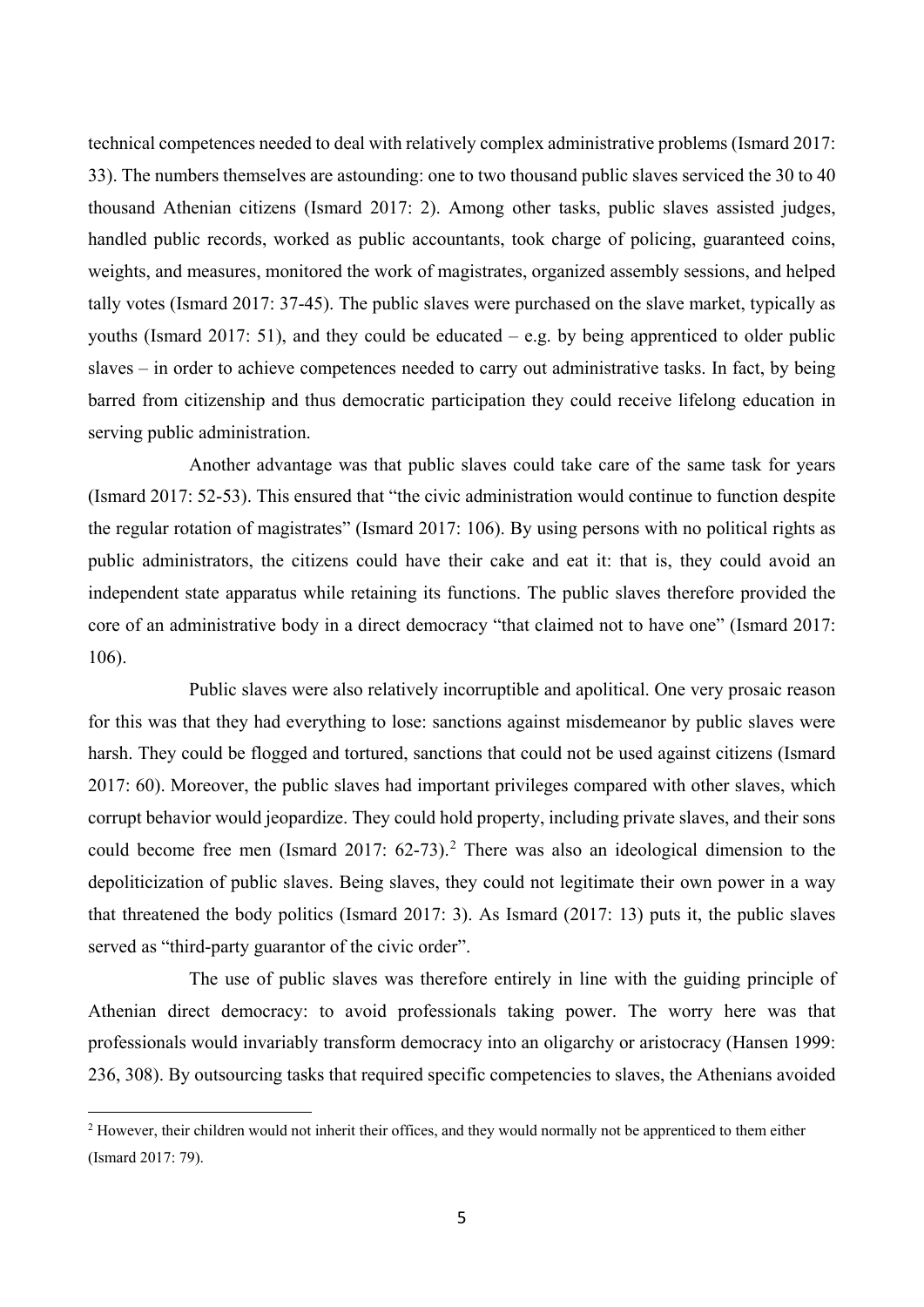technical competences needed to deal with relatively complex administrative problems (Ismard 2017: 33). The numbers themselves are astounding: one to two thousand public slaves serviced the 30 to 40 thousand Athenian citizens (Ismard 2017: 2). Among other tasks, public slaves assisted judges, handled public records, worked as public accountants, took charge of policing, guaranteed coins, weights, and measures, monitored the work of magistrates, organized assembly sessions, and helped tally votes (Ismard 2017: 37-45). The public slaves were purchased on the slave market, typically as youths (Ismard 2017: 51), and they could be educated – e.g. by being apprenticed to older public slaves – in order to achieve competences needed to carry out administrative tasks. In fact, by being barred from citizenship and thus democratic participation they could receive lifelong education in serving public administration.

Another advantage was that public slaves could take care of the same task for years (Ismard 2017: 52-53). This ensured that "the civic administration would continue to function despite the regular rotation of magistrates" (Ismard 2017: 106). By using persons with no political rights as public administrators, the citizens could have their cake and eat it: that is, they could avoid an independent state apparatus while retaining its functions. The public slaves therefore provided the core of an administrative body in a direct democracy "that claimed not to have one" (Ismard 2017: 106).

Public slaves were also relatively incorruptible and apolitical. One very prosaic reason for this was that they had everything to lose: sanctions against misdemeanor by public slaves were harsh. They could be flogged and tortured, sanctions that could not be used against citizens (Ismard 2017: 60). Moreover, the public slaves had important privileges compared with other slaves, which corrupt behavior would jeopardize. They could hold property, including private slaves, and their sons could become free men (Ismard 2017: 62-73).[2] There was also an ideological dimension to the depoliticization of public slaves. Being slaves, they could not legitimate their own power in a way that threatened the body politics (Ismard 2017: 3). As Ismard (2017: 13) puts it, the public slaves served as "third-party guarantor of the civic order".

The use of public slaves was therefore entirely in line with the guiding principle of Athenian direct democracy: to avoid professionals taking power. The worry here was that professionals would invariably transform democracy into an oligarchy or aristocracy (Hansen 1999: 236, 308). By outsourcing tasks that required specific competencies to slaves, the Athenians avoided

[2] However, their children would not inherit their offices, and they would normally not be apprenticed to them either (Ismard 2017: 79).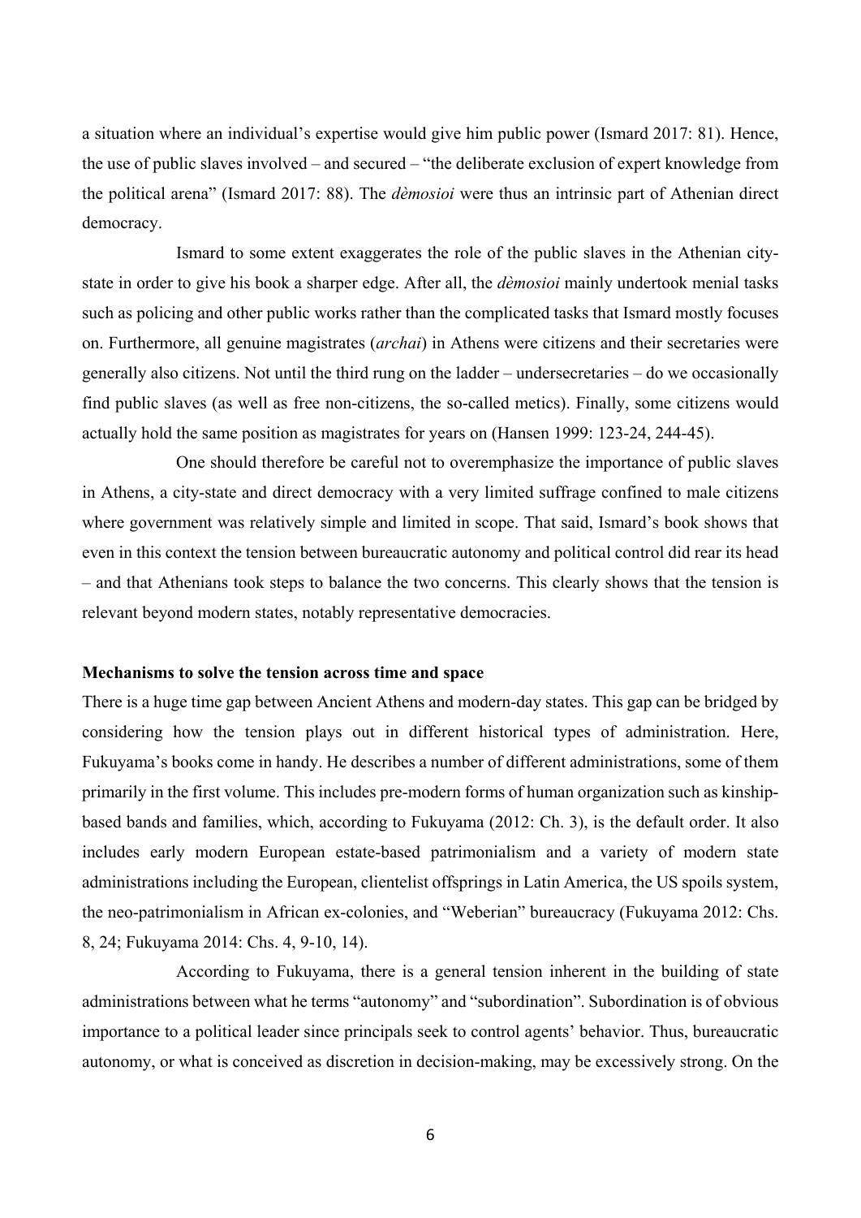a situation where an individual's expertise would give him public power (Ismard 2017: 81). Hence, the use of public slaves involved – and secured – "the deliberate exclusion of expert knowledge from the political arena" (Ismard 2017: 88). The *dèmosioi* were thus an intrinsic part of Athenian direct democracy.

Ismard to some extent exaggerates the role of the public slaves in the Athenian city-state in order to give his book a sharper edge. After all, the *dèmosioi* mainly undertook menial tasks such as policing and other public works rather than the complicated tasks that Ismard mostly focuses on. Furthermore, all genuine magistrates (*archai*) in Athens were citizens and their secretaries were generally also citizens. Not until the third rung on the ladder – undersecretaries – do we occasionally find public slaves (as well as free non-citizens, the so-called metics). Finally, some citizens would actually hold the same position as magistrates for years on (Hansen 1999: 123-24, 244-45).

One should therefore be careful not to overemphasize the importance of public slaves in Athens, a city-state and direct democracy with a very limited suffrage confined to male citizens where government was relatively simple and limited in scope. That said, Ismard's book shows that even in this context the tension between bureaucratic autonomy and political control did rear its head – and that Athenians took steps to balance the two concerns. This clearly shows that the tension is relevant beyond modern states, notably representative democracies.

**Mechanisms to solve the tension across time and space**

There is a huge time gap between Ancient Athens and modern-day states. This gap can be bridged by considering how the tension plays out in different historical types of administration. Here, Fukuyama's books come in handy. He describes a number of different administrations, some of them primarily in the first volume. This includes pre-modern forms of human organization such as kinship-based bands and families, which, according to Fukuyama (2012: Ch. 3), is the default order. It also includes early modern European estate-based patrimonialism and a variety of modern state administrations including the European, clientelist offsprings in Latin America, the US spoils system, the neo-patrimonialism in African ex-colonies, and "Weberian" bureaucracy (Fukuyama 2012: Chs. 8, 24; Fukuyama 2014: Chs. 4, 9-10, 14).

According to Fukuyama, there is a general tension inherent in the building of state administrations between what he terms "autonomy" and "subordination". Subordination is of obvious importance to a political leader since principals seek to control agents' behavior. Thus, bureaucratic autonomy, or what is conceived as discretion in decision-making, may be excessively strong. On the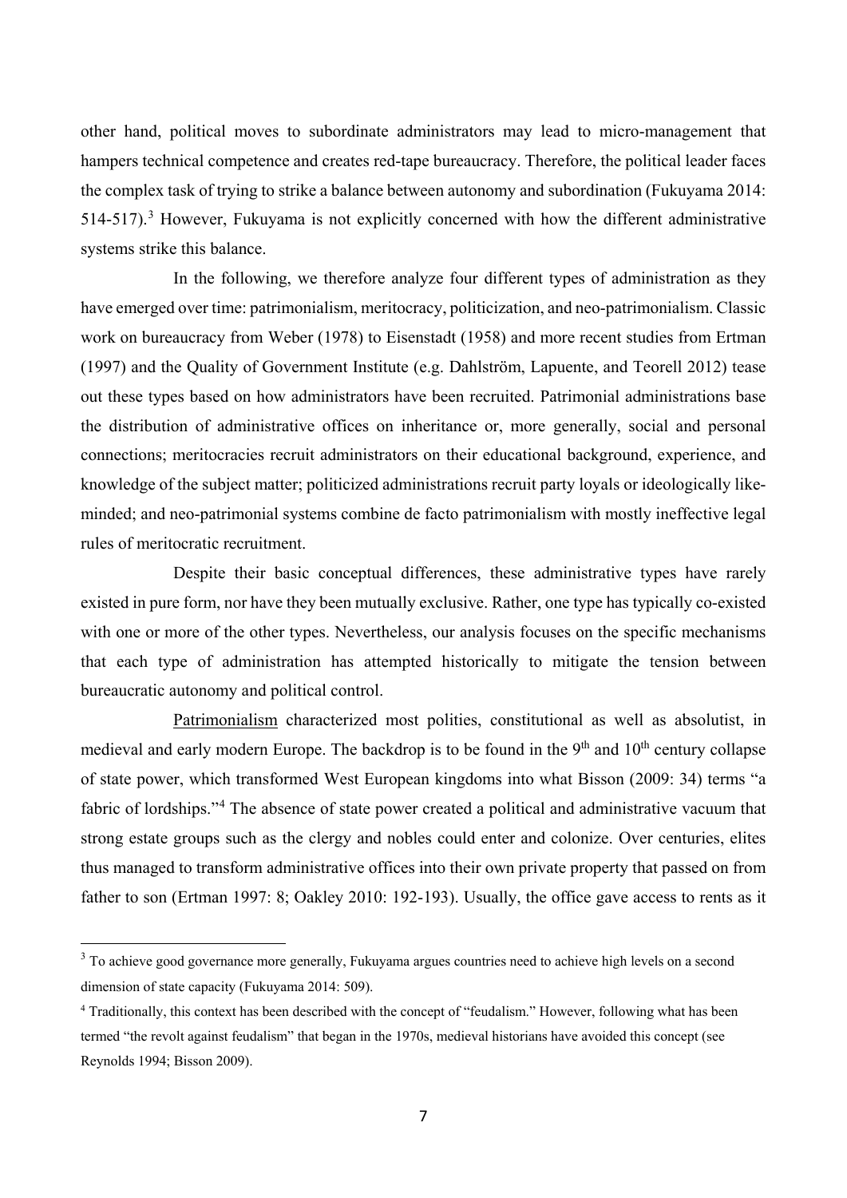other hand, political moves to subordinate administrators may lead to micro-management that hampers technical competence and creates red-tape bureaucracy. Therefore, the political leader faces the complex task of trying to strike a balance between autonomy and subordination (Fukuyama 2014: 514-517).[3] However, Fukuyama is not explicitly concerned with how the different administrative systems strike this balance.

In the following, we therefore analyze four different types of administration as they have emerged over time: patrimonialism, meritocracy, politicization, and neo-patrimonialism. Classic work on bureaucracy from Weber (1978) to Eisenstadt (1958) and more recent studies from Ertman (1997) and the Quality of Government Institute (e.g. Dahlström, Lapuente, and Teorell 2012) tease out these types based on how administrators have been recruited. Patrimonial administrations base the distribution of administrative offices on inheritance or, more generally, social and personal connections; meritocracies recruit administrators on their educational background, experience, and knowledge of the subject matter; politicized administrations recruit party loyals or ideologically like-minded; and neo-patrimonial systems combine de facto patrimonialism with mostly ineffective legal rules of meritocratic recruitment.

Despite their basic conceptual differences, these administrative types have rarely existed in pure form, nor have they been mutually exclusive. Rather, one type has typically co-existed with one or more of the other types. Nevertheless, our analysis focuses on the specific mechanisms that each type of administration has attempted historically to mitigate the tension between bureaucratic autonomy and political control.

Patrimonialism characterized most polities, constitutional as well as absolutist, in medieval and early modern Europe. The backdrop is to be found in the 9th and 10th century collapse of state power, which transformed West European kingdoms into what Bisson (2009: 34) terms "a fabric of lordships."[4] The absence of state power created a political and administrative vacuum that strong estate groups such as the clergy and nobles could enter and colonize. Over centuries, elites thus managed to transform administrative offices into their own private property that passed on from father to son (Ertman 1997: 8; Oakley 2010: 192-193). Usually, the office gave access to rents as it

---

[3] To achieve good governance more generally, Fukuyama argues countries need to achieve high levels on a second dimension of state capacity (Fukuyama 2014: 509).

[4] Traditionally, this context has been described with the concept of "feudalism." However, following what has been termed "the revolt against feudalism" that began in the 1970s, medieval historians have avoided this concept (see Reynolds 1994; Bisson 2009).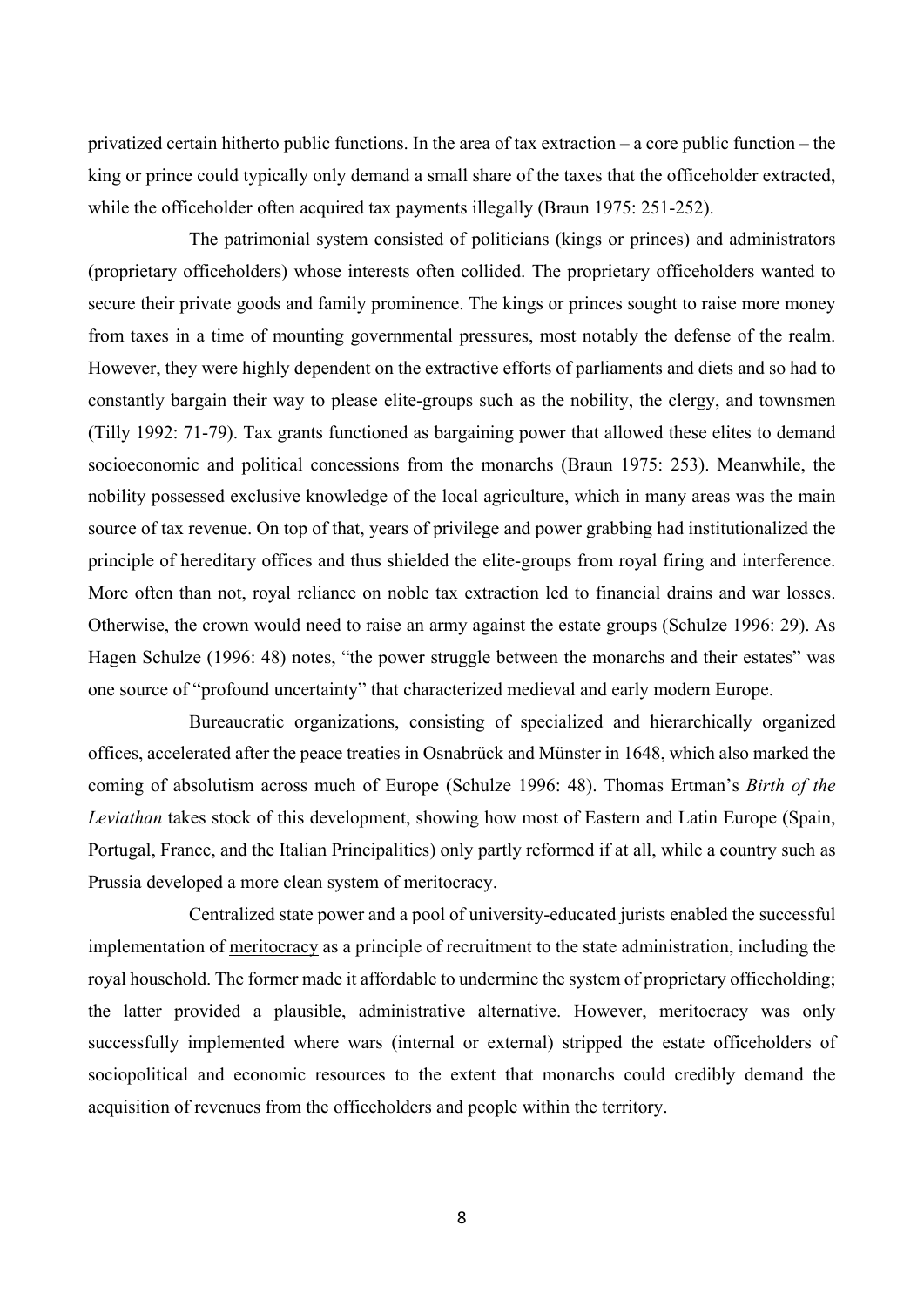privatized certain hitherto public functions. In the area of tax extraction – a core public function – the king or prince could typically only demand a small share of the taxes that the officeholder extracted, while the officeholder often acquired tax payments illegally (Braun 1975: 251-252).

The patrimonial system consisted of politicians (kings or princes) and administrators (proprietary officeholders) whose interests often collided. The proprietary officeholders wanted to secure their private goods and family prominence. The kings or princes sought to raise more money from taxes in a time of mounting governmental pressures, most notably the defense of the realm. However, they were highly dependent on the extractive efforts of parliaments and diets and so had to constantly bargain their way to please elite-groups such as the nobility, the clergy, and townsmen (Tilly 1992: 71-79). Tax grants functioned as bargaining power that allowed these elites to demand socioeconomic and political concessions from the monarchs (Braun 1975: 253). Meanwhile, the nobility possessed exclusive knowledge of the local agriculture, which in many areas was the main source of tax revenue. On top of that, years of privilege and power grabbing had institutionalized the principle of hereditary offices and thus shielded the elite-groups from royal firing and interference. More often than not, royal reliance on noble tax extraction led to financial drains and war losses. Otherwise, the crown would need to raise an army against the estate groups (Schulze 1996: 29). As Hagen Schulze (1996: 48) notes, "the power struggle between the monarchs and their estates" was one source of "profound uncertainty" that characterized medieval and early modern Europe.

Bureaucratic organizations, consisting of specialized and hierarchically organized offices, accelerated after the peace treaties in Osnabrück and Münster in 1648, which also marked the coming of absolutism across much of Europe (Schulze 1996: 48). Thomas Ertman's *Birth of the Leviathan* takes stock of this development, showing how most of Eastern and Latin Europe (Spain, Portugal, France, and the Italian Principalities) only partly reformed if at all, while a country such as Prussia developed a more clean system of meritocracy.

Centralized state power and a pool of university-educated jurists enabled the successful implementation of meritocracy as a principle of recruitment to the state administration, including the royal household. The former made it affordable to undermine the system of proprietary officeholding; the latter provided a plausible, administrative alternative. However, meritocracy was only successfully implemented where wars (internal or external) stripped the estate officeholders of sociopolitical and economic resources to the extent that monarchs could credibly demand the acquisition of revenues from the officeholders and people within the territory.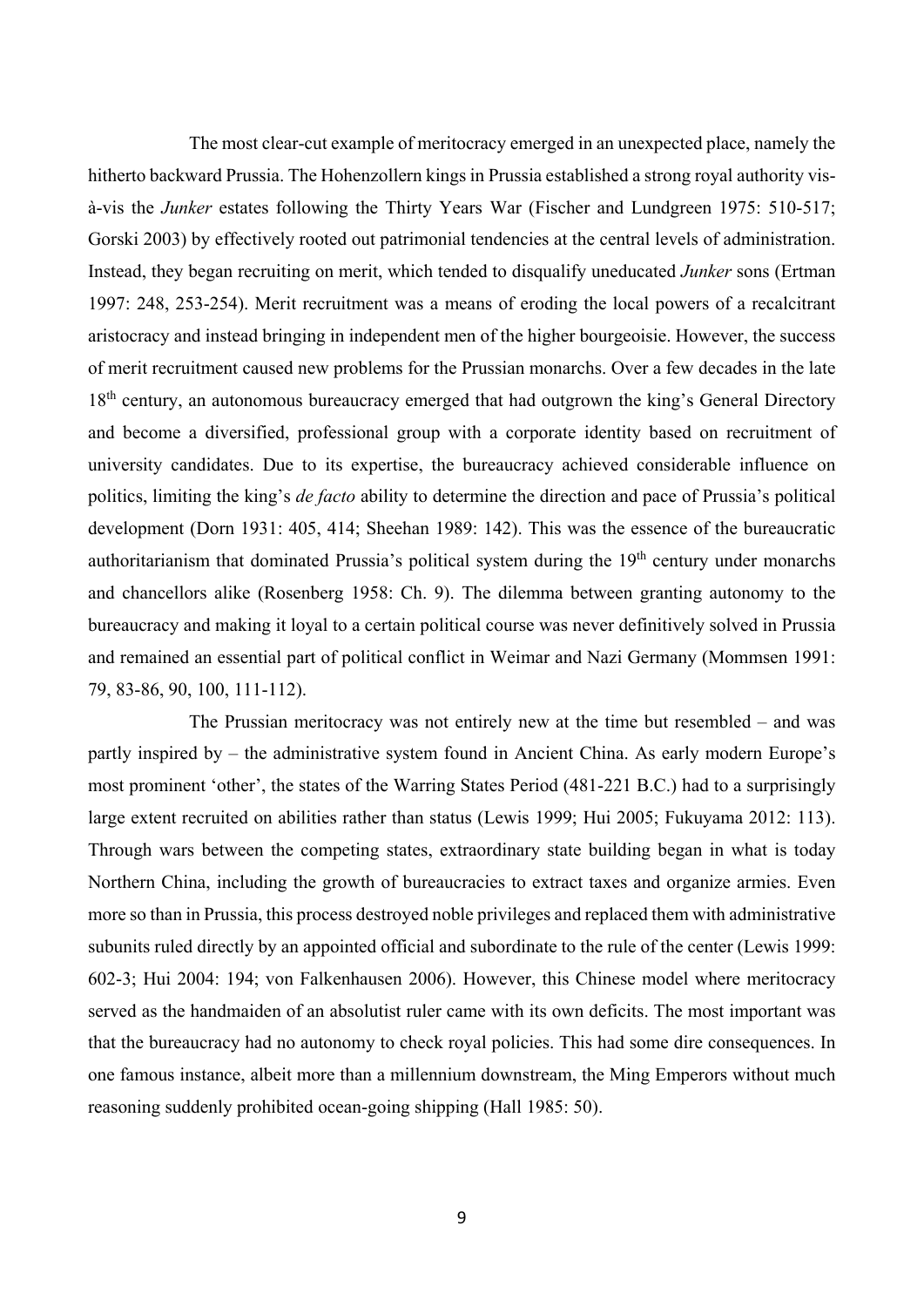The most clear-cut example of meritocracy emerged in an unexpected place, namely the hitherto backward Prussia. The Hohenzollern kings in Prussia established a strong royal authority vis-à-vis the *Junker* estates following the Thirty Years War (Fischer and Lundgreen 1975: 510-517; Gorski 2003) by effectively rooted out patrimonial tendencies at the central levels of administration. Instead, they began recruiting on merit, which tended to disqualify uneducated *Junker* sons (Ertman 1997: 248, 253-254). Merit recruitment was a means of eroding the local powers of a recalcitrant aristocracy and instead bringing in independent men of the higher bourgeoisie. However, the success of merit recruitment caused new problems for the Prussian monarchs. Over a few decades in the late 18th century, an autonomous bureaucracy emerged that had outgrown the king's General Directory and become a diversified, professional group with a corporate identity based on recruitment of university candidates. Due to its expertise, the bureaucracy achieved considerable influence on politics, limiting the king's *de facto* ability to determine the direction and pace of Prussia's political development (Dorn 1931: 405, 414; Sheehan 1989: 142). This was the essence of the bureaucratic authoritarianism that dominated Prussia's political system during the 19th century under monarchs and chancellors alike (Rosenberg 1958: Ch. 9). The dilemma between granting autonomy to the bureaucracy and making it loyal to a certain political course was never definitively solved in Prussia and remained an essential part of political conflict in Weimar and Nazi Germany (Mommsen 1991: 79, 83-86, 90, 100, 111-112).

The Prussian meritocracy was not entirely new at the time but resembled – and was partly inspired by – the administrative system found in Ancient China. As early modern Europe's most prominent 'other', the states of the Warring States Period (481-221 B.C.) had to a surprisingly large extent recruited on abilities rather than status (Lewis 1999; Hui 2005; Fukuyama 2012: 113). Through wars between the competing states, extraordinary state building began in what is today Northern China, including the growth of bureaucracies to extract taxes and organize armies. Even more so than in Prussia, this process destroyed noble privileges and replaced them with administrative subunits ruled directly by an appointed official and subordinate to the rule of the center (Lewis 1999: 602-3; Hui 2004: 194; von Falkenhausen 2006). However, this Chinese model where meritocracy served as the handmaiden of an absolutist ruler came with its own deficits. The most important was that the bureaucracy had no autonomy to check royal policies. This had some dire consequences. In one famous instance, albeit more than a millennium downstream, the Ming Emperors without much reasoning suddenly prohibited ocean-going shipping (Hall 1985: 50).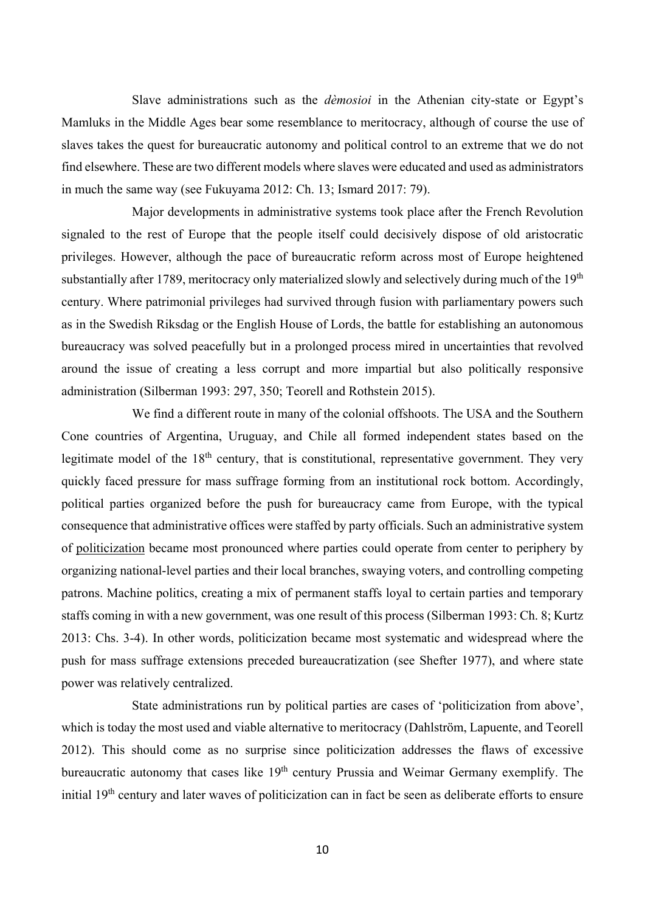Slave administrations such as the *dèmosioi* in the Athenian city-state or Egypt's Mamluks in the Middle Ages bear some resemblance to meritocracy, although of course the use of slaves takes the quest for bureaucratic autonomy and political control to an extreme that we do not find elsewhere. These are two different models where slaves were educated and used as administrators in much the same way (see Fukuyama 2012: Ch. 13; Ismard 2017: 79).

Major developments in administrative systems took place after the French Revolution signaled to the rest of Europe that the people itself could decisively dispose of old aristocratic privileges. However, although the pace of bureaucratic reform across most of Europe heightened substantially after 1789, meritocracy only materialized slowly and selectively during much of the 19th century. Where patrimonial privileges had survived through fusion with parliamentary powers such as in the Swedish Riksdag or the English House of Lords, the battle for establishing an autonomous bureaucracy was solved peacefully but in a prolonged process mired in uncertainties that revolved around the issue of creating a less corrupt and more impartial but also politically responsive administration (Silberman 1993: 297, 350; Teorell and Rothstein 2015).

We find a different route in many of the colonial offshoots. The USA and the Southern Cone countries of Argentina, Uruguay, and Chile all formed independent states based on the legitimate model of the 18th century, that is constitutional, representative government. They very quickly faced pressure for mass suffrage forming from an institutional rock bottom. Accordingly, political parties organized before the push for bureaucracy came from Europe, with the typical consequence that administrative offices were staffed by party officials. Such an administrative system of <u>politicization</u> became most pronounced where parties could operate from center to periphery by organizing national-level parties and their local branches, swaying voters, and controlling competing patrons. Machine politics, creating a mix of permanent staffs loyal to certain parties and temporary staffs coming in with a new government, was one result of this process (Silberman 1993: Ch. 8; Kurtz 2013: Chs. 3-4). In other words, politicization became most systematic and widespread where the push for mass suffrage extensions preceded bureaucratization (see Shefter 1977), and where state power was relatively centralized.

State administrations run by political parties are cases of 'politicization from above', which is today the most used and viable alternative to meritocracy (Dahlström, Lapuente, and Teorell 2012). This should come as no surprise since politicization addresses the flaws of excessive bureaucratic autonomy that cases like 19th century Prussia and Weimar Germany exemplify. The initial 19th century and later waves of politicization can in fact be seen as deliberate efforts to ensure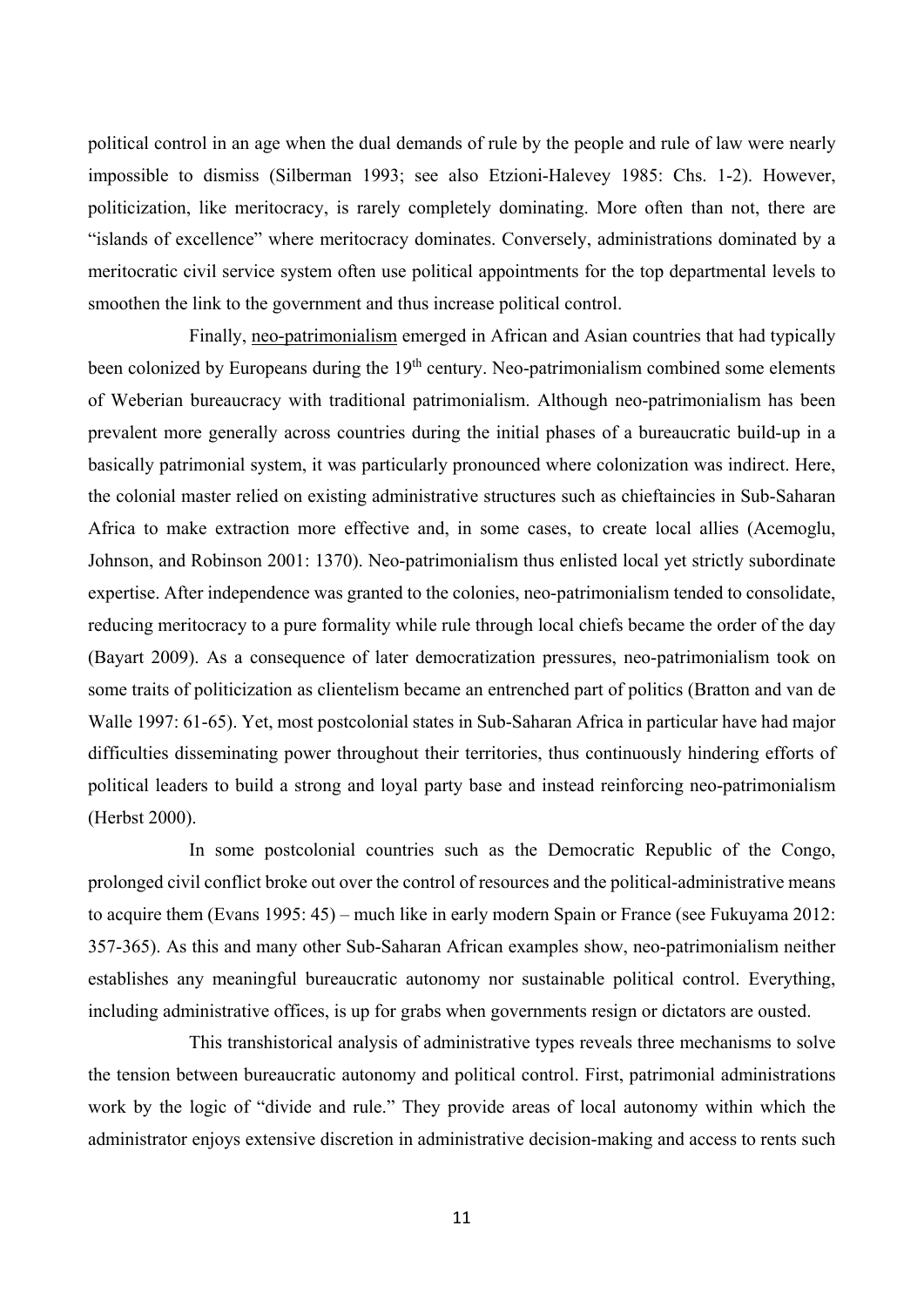political control in an age when the dual demands of rule by the people and rule of law were nearly impossible to dismiss (Silberman 1993; see also Etzioni-Halevey 1985: Chs. 1-2). However, politicization, like meritocracy, is rarely completely dominating. More often than not, there are "islands of excellence" where meritocracy dominates. Conversely, administrations dominated by a meritocratic civil service system often use political appointments for the top departmental levels to smoothen the link to the government and thus increase political control.

Finally, neo-patrimonialism emerged in African and Asian countries that had typically been colonized by Europeans during the 19th century. Neo-patrimonialism combined some elements of Weberian bureaucracy with traditional patrimonialism. Although neo-patrimonialism has been prevalent more generally across countries during the initial phases of a bureaucratic build-up in a basically patrimonial system, it was particularly pronounced where colonization was indirect. Here, the colonial master relied on existing administrative structures such as chieftaincies in Sub-Saharan Africa to make extraction more effective and, in some cases, to create local allies (Acemoglu, Johnson, and Robinson 2001: 1370). Neo-patrimonialism thus enlisted local yet strictly subordinate expertise. After independence was granted to the colonies, neo-patrimonialism tended to consolidate, reducing meritocracy to a pure formality while rule through local chiefs became the order of the day (Bayart 2009). As a consequence of later democratization pressures, neo-patrimonialism took on some traits of politicization as clientelism became an entrenched part of politics (Bratton and van de Walle 1997: 61-65). Yet, most postcolonial states in Sub-Saharan Africa in particular have had major difficulties disseminating power throughout their territories, thus continuously hindering efforts of political leaders to build a strong and loyal party base and instead reinforcing neo-patrimonialism (Herbst 2000).

In some postcolonial countries such as the Democratic Republic of the Congo, prolonged civil conflict broke out over the control of resources and the political-administrative means to acquire them (Evans 1995: 45) – much like in early modern Spain or France (see Fukuyama 2012: 357-365). As this and many other Sub-Saharan African examples show, neo-patrimonialism neither establishes any meaningful bureaucratic autonomy nor sustainable political control. Everything, including administrative offices, is up for grabs when governments resign or dictators are ousted.

This transhistorical analysis of administrative types reveals three mechanisms to solve the tension between bureaucratic autonomy and political control. First, patrimonial administrations work by the logic of "divide and rule." They provide areas of local autonomy within which the administrator enjoys extensive discretion in administrative decision-making and access to rents such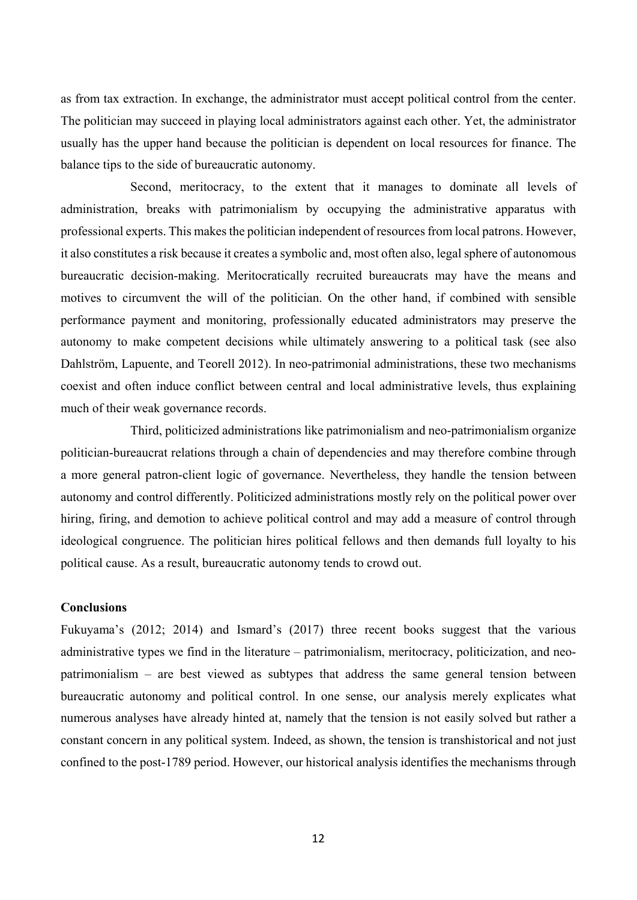as from tax extraction. In exchange, the administrator must accept political control from the center. The politician may succeed in playing local administrators against each other. Yet, the administrator usually has the upper hand because the politician is dependent on local resources for finance. The balance tips to the side of bureaucratic autonomy.

Second, meritocracy, to the extent that it manages to dominate all levels of administration, breaks with patrimonialism by occupying the administrative apparatus with professional experts. This makes the politician independent of resources from local patrons. However, it also constitutes a risk because it creates a symbolic and, most often also, legal sphere of autonomous bureaucratic decision-making. Meritocratically recruited bureaucrats may have the means and motives to circumvent the will of the politician. On the other hand, if combined with sensible performance payment and monitoring, professionally educated administrators may preserve the autonomy to make competent decisions while ultimately answering to a political task (see also Dahlström, Lapuente, and Teorell 2012). In neo-patrimonial administrations, these two mechanisms coexist and often induce conflict between central and local administrative levels, thus explaining much of their weak governance records.

Third, politicized administrations like patrimonialism and neo-patrimonialism organize politician-bureaucrat relations through a chain of dependencies and may therefore combine through a more general patron-client logic of governance. Nevertheless, they handle the tension between autonomy and control differently. Politicized administrations mostly rely on the political power over hiring, firing, and demotion to achieve political control and may add a measure of control through ideological congruence. The politician hires political fellows and then demands full loyalty to his political cause. As a result, bureaucratic autonomy tends to crowd out.

**Conclusions**

Fukuyama's (2012; 2014) and Ismard's (2017) three recent books suggest that the various administrative types we find in the literature – patrimonialism, meritocracy, politicization, and neo-patrimonialism – are best viewed as subtypes that address the same general tension between bureaucratic autonomy and political control. In one sense, our analysis merely explicates what numerous analyses have already hinted at, namely that the tension is not easily solved but rather a constant concern in any political system. Indeed, as shown, the tension is transhistorical and not just confined to the post-1789 period. However, our historical analysis identifies the mechanisms through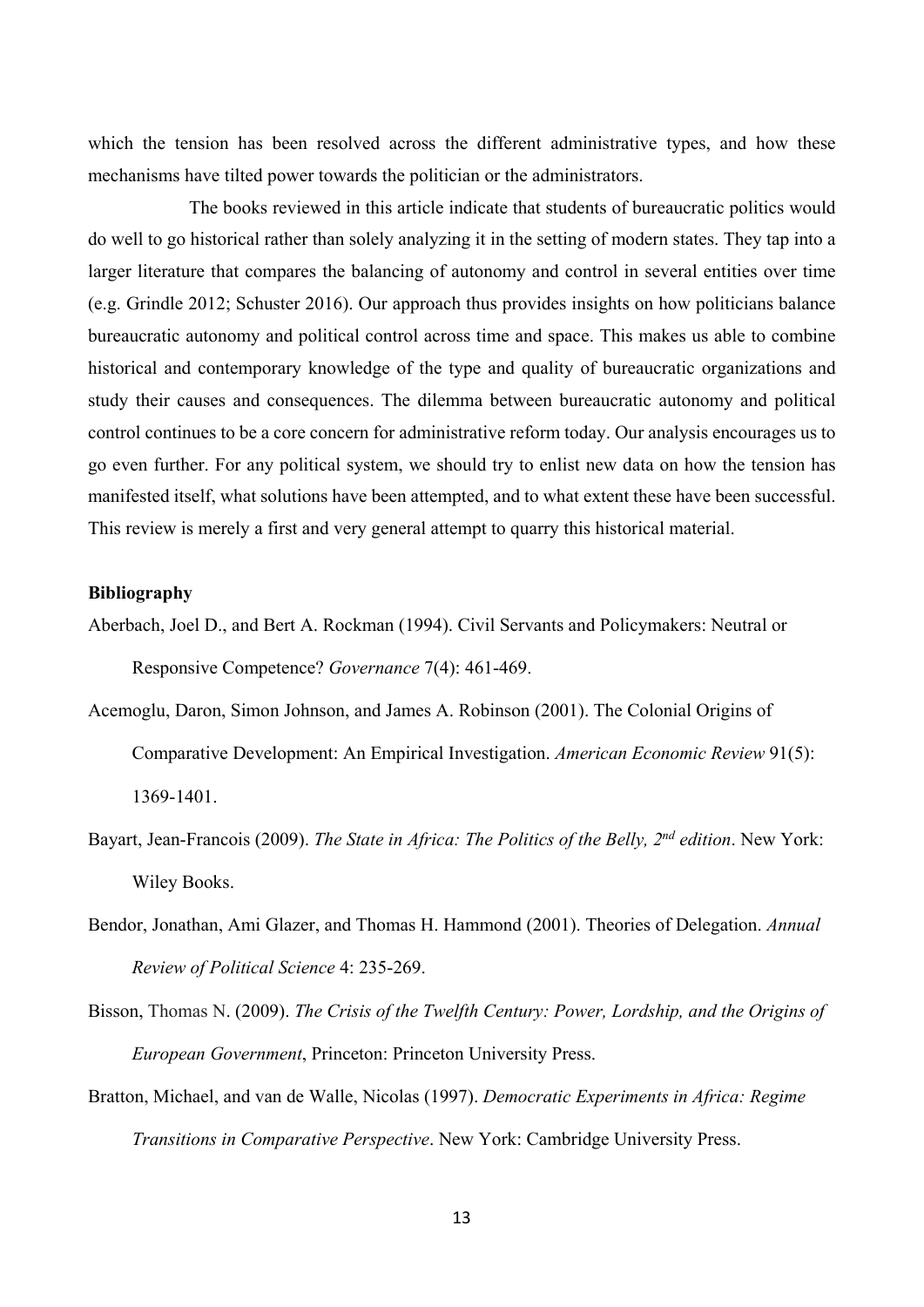which the tension has been resolved across the different administrative types, and how these mechanisms have tilted power towards the politician or the administrators.

The books reviewed in this article indicate that students of bureaucratic politics would do well to go historical rather than solely analyzing it in the setting of modern states. They tap into a larger literature that compares the balancing of autonomy and control in several entities over time (e.g. Grindle 2012; Schuster 2016). Our approach thus provides insights on how politicians balance bureaucratic autonomy and political control across time and space. This makes us able to combine historical and contemporary knowledge of the type and quality of bureaucratic organizations and study their causes and consequences. The dilemma between bureaucratic autonomy and political control continues to be a core concern for administrative reform today. Our analysis encourages us to go even further. For any political system, we should try to enlist new data on how the tension has manifested itself, what solutions have been attempted, and to what extent these have been successful. This review is merely a first and very general attempt to quarry this historical material.

**Bibliography**

Aberbach, Joel D., and Bert A. Rockman (1994). Civil Servants and Policymakers: Neutral or Responsive Competence? *Governance* 7(4): 461-469.

Acemoglu, Daron, Simon Johnson, and James A. Robinson (2001). The Colonial Origins of Comparative Development: An Empirical Investigation. *American Economic Review* 91(5): 1369-1401.

Bayart, Jean-Francois (2009). *The State in Africa: The Politics of the Belly, 2nd edition*. New York: Wiley Books.

Bendor, Jonathan, Ami Glazer, and Thomas H. Hammond (2001). Theories of Delegation. *Annual Review of Political Science* 4: 235-269.

Bisson, Thomas N. (2009). *The Crisis of the Twelfth Century: Power, Lordship, and the Origins of European Government*, Princeton: Princeton University Press.

Bratton, Michael, and van de Walle, Nicolas (1997). *Democratic Experiments in Africa: Regime Transitions in Comparative Perspective*. New York: Cambridge University Press.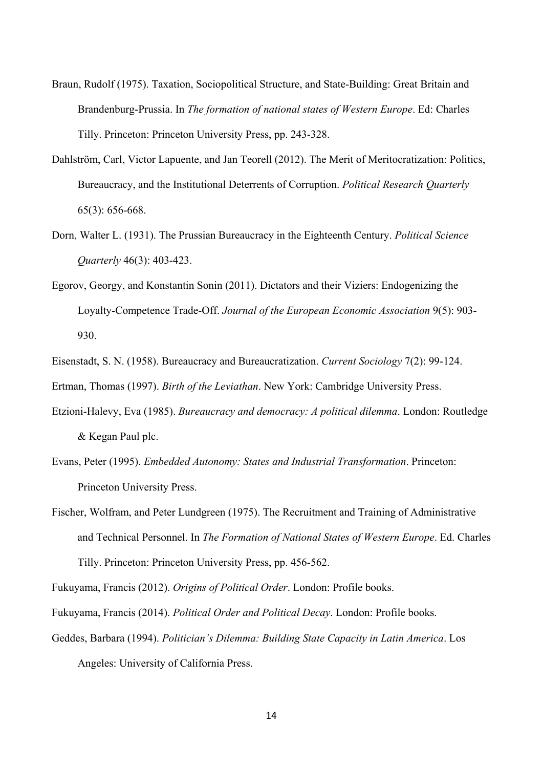Braun, Rudolf (1975). Taxation, Sociopolitical Structure, and State-Building: Great Britain and Brandenburg-Prussia. In *The formation of national states of Western Europe*. Ed: Charles Tilly. Princeton: Princeton University Press, pp. 243-328.

Dahlström, Carl, Victor Lapuente, and Jan Teorell (2012). The Merit of Meritocratization: Politics, Bureaucracy, and the Institutional Deterrents of Corruption. *Political Research Quarterly* 65(3): 656-668.

Dorn, Walter L. (1931). The Prussian Bureaucracy in the Eighteenth Century. *Political Science Quarterly* 46(3): 403-423.

Egorov, Georgy, and Konstantin Sonin (2011). Dictators and their Viziers: Endogenizing the Loyalty-Competence Trade-Off. *Journal of the European Economic Association* 9(5): 903-930.

Eisenstadt, S. N. (1958). Bureaucracy and Bureaucratization. *Current Sociology* 7(2): 99-124.

Ertman, Thomas (1997). *Birth of the Leviathan*. New York: Cambridge University Press.

Etzioni-Halevy, Eva (1985). *Bureaucracy and democracy: A political dilemma*. London: Routledge & Kegan Paul plc.

Evans, Peter (1995). *Embedded Autonomy: States and Industrial Transformation*. Princeton: Princeton University Press.

Fischer, Wolfram, and Peter Lundgreen (1975). The Recruitment and Training of Administrative and Technical Personnel. In *The Formation of National States of Western Europe*. Ed. Charles Tilly. Princeton: Princeton University Press, pp. 456-562.

Fukuyama, Francis (2012). *Origins of Political Order*. London: Profile books.

Fukuyama, Francis (2014). *Political Order and Political Decay*. London: Profile books.

Geddes, Barbara (1994). *Politician's Dilemma: Building State Capacity in Latin America*. Los Angeles: University of California Press.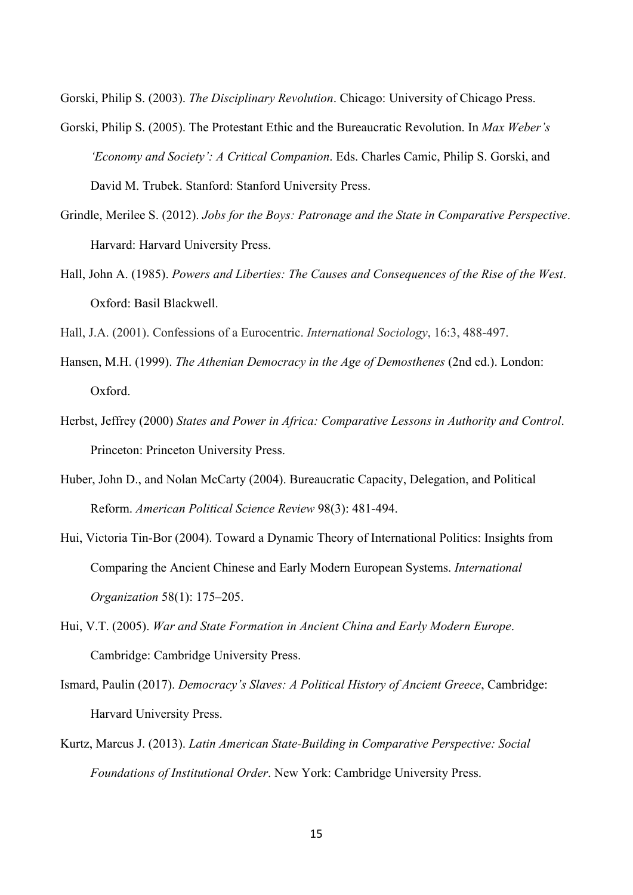Gorski, Philip S. (2003). *The Disciplinary Revolution*. Chicago: University of Chicago Press.

Gorski, Philip S. (2005). The Protestant Ethic and the Bureaucratic Revolution. In *Max Weber's 'Economy and Society': A Critical Companion*. Eds. Charles Camic, Philip S. Gorski, and David M. Trubek. Stanford: Stanford University Press.

Grindle, Merilee S. (2012). *Jobs for the Boys: Patronage and the State in Comparative Perspective*. Harvard: Harvard University Press.

Hall, John A. (1985). *Powers and Liberties: The Causes and Consequences of the Rise of the West*. Oxford: Basil Blackwell.

Hall, J.A. (2001). Confessions of a Eurocentric. *International Sociology*, 16:3, 488-497.

Hansen, M.H. (1999). *The Athenian Democracy in the Age of Demosthenes* (2nd ed.). London: Oxford.

Herbst, Jeffrey (2000) *States and Power in Africa: Comparative Lessons in Authority and Control*. Princeton: Princeton University Press.

Huber, John D., and Nolan McCarty (2004). Bureaucratic Capacity, Delegation, and Political Reform. *American Political Science Review* 98(3): 481-494.

Hui, Victoria Tin-Bor (2004). Toward a Dynamic Theory of International Politics: Insights from Comparing the Ancient Chinese and Early Modern European Systems. *International Organization* 58(1): 175–205.

Hui, V.T. (2005). *War and State Formation in Ancient China and Early Modern Europe*. Cambridge: Cambridge University Press.

Ismard, Paulin (2017). *Democracy's Slaves: A Political History of Ancient Greece*, Cambridge: Harvard University Press.

Kurtz, Marcus J. (2013). *Latin American State-Building in Comparative Perspective: Social Foundations of Institutional Order*. New York: Cambridge University Press.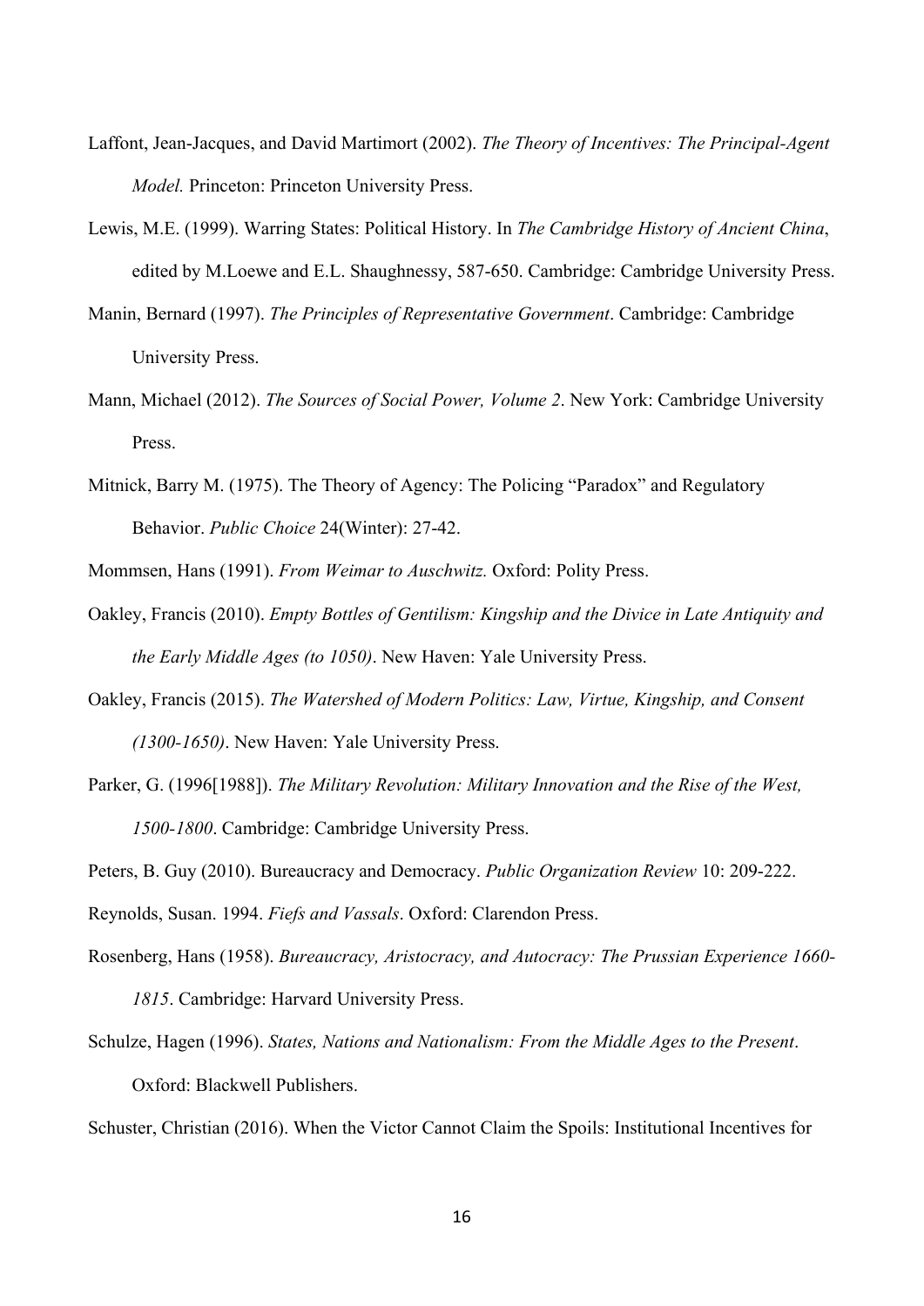Laffont, Jean-Jacques, and David Martimort (2002). *The Theory of Incentives: The Principal-Agent Model.* Princeton: Princeton University Press.

Lewis, M.E. (1999). Warring States: Political History. In *The Cambridge History of Ancient China*, edited by M.Loewe and E.L. Shaughnessy, 587-650. Cambridge: Cambridge University Press.

Manin, Bernard (1997). *The Principles of Representative Government*. Cambridge: Cambridge University Press.

Mann, Michael (2012). *The Sources of Social Power, Volume 2*. New York: Cambridge University Press.

Mitnick, Barry M. (1975). The Theory of Agency: The Policing "Paradox" and Regulatory Behavior. *Public Choice* 24(Winter): 27-42.

Mommsen, Hans (1991). *From Weimar to Auschwitz.* Oxford: Polity Press.

Oakley, Francis (2010). *Empty Bottles of Gentilism: Kingship and the Divice in Late Antiquity and the Early Middle Ages (to 1050)*. New Haven: Yale University Press.

Oakley, Francis (2015). *The Watershed of Modern Politics: Law, Virtue, Kingship, and Consent (1300-1650)*. New Haven: Yale University Press.

Parker, G. (1996[1988]). *The Military Revolution: Military Innovation and the Rise of the West, 1500-1800*. Cambridge: Cambridge University Press.

Peters, B. Guy (2010). Bureaucracy and Democracy. *Public Organization Review* 10: 209-222.

Reynolds, Susan. 1994. *Fiefs and Vassals*. Oxford: Clarendon Press.

Rosenberg, Hans (1958). *Bureaucracy, Aristocracy, and Autocracy: The Prussian Experience 1660-1815*. Cambridge: Harvard University Press.

Schulze, Hagen (1996). *States, Nations and Nationalism: From the Middle Ages to the Present*. Oxford: Blackwell Publishers.

Schuster, Christian (2016). When the Victor Cannot Claim the Spoils: Institutional Incentives for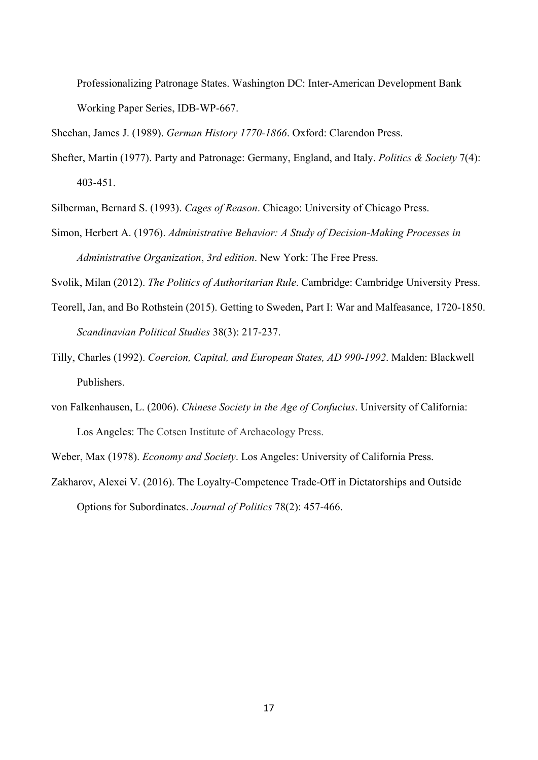Professionalizing Patronage States. Washington DC: Inter-American Development Bank Working Paper Series, IDB-WP-667.

Sheehan, James J. (1989). *German History 1770-1866*. Oxford: Clarendon Press.

Shefter, Martin (1977). Party and Patronage: Germany, England, and Italy. *Politics & Society* 7(4): 403-451.

Silberman, Bernard S. (1993). *Cages of Reason*. Chicago: University of Chicago Press.

Simon, Herbert A. (1976). *Administrative Behavior: A Study of Decision-Making Processes in Administrative Organization*, *3rd edition*. New York: The Free Press.

Svolik, Milan (2012). *The Politics of Authoritarian Rule*. Cambridge: Cambridge University Press.

Teorell, Jan, and Bo Rothstein (2015). Getting to Sweden, Part I: War and Malfeasance, 1720-1850. *Scandinavian Political Studies* 38(3): 217-237.

Tilly, Charles (1992). *Coercion, Capital, and European States, AD 990-1992*. Malden: Blackwell Publishers.

von Falkenhausen, L. (2006). *Chinese Society in the Age of Confucius*. University of California: Los Angeles: The Cotsen Institute of Archaeology Press.

Weber, Max (1978). *Economy and Society*. Los Angeles: University of California Press.

Zakharov, Alexei V. (2016). The Loyalty-Competence Trade-Off in Dictatorships and Outside Options for Subordinates. *Journal of Politics* 78(2): 457-466.